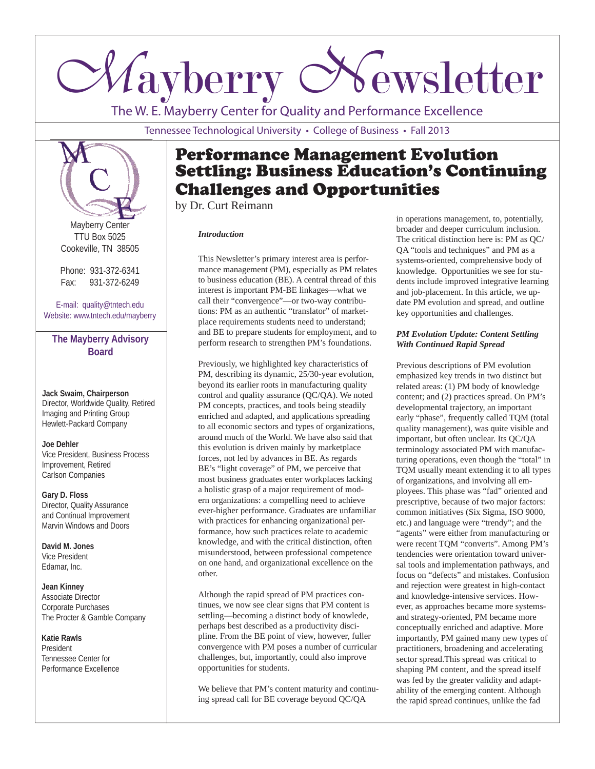# Mayberry Newsletter

The W. E. Mayberry Center for Quality and Performance Excellence

Tennessee Technological University • College of Business • Fall 2013

Mayberry Center
TTU Box 5025
Cookeville, TN 38505

Phone: 931-372-6341
Fax: 931-372-6249

E-mail: quality@tntech.edu
Website: www.tntech.edu/mayberry

### The Mayberry Advisory Board

**Jack Swaim, Chairperson**
Director, Worldwide Quality, Retired
Imaging and Printing Group
Hewlett-Packard Company

**Joe Dehler**
Vice President, Business Process Improvement, Retired
Carlson Companies

**Gary D. Floss**
Director, Quality Assurance and Continual Improvement
Marvin Windows and Doors

**David M. Jones**
Vice President
Edamar, Inc.

**Jean Kinney**
Associate Director
Corporate Purchases
The Procter & Gamble Company

**Katie Rawls**
President
Tennessee Center for Performance Excellence

## Performance Management Evolution Settling: Business Education's Continuing Challenges and Opportunities

by Dr. Curt Reimann

***Introduction***

This Newsletter's primary interest area is performance management (PM), especially as PM relates to business education (BE). A central thread of this interest is important PM-BE linkages—what we call their "convergence"—or two-way contributions: PM as an authentic "translator" of marketplace requirements students need to understand; and BE to prepare students for employment, and to perform research to strengthen PM's foundations.

Previously, we highlighted key characteristics of PM, describing its dynamic, 25/30-year evolution, beyond its earlier roots in manufacturing quality control and quality assurance (QC/QA). We noted PM concepts, practices, and tools being steadily enriched and adapted, and applications spreading to all economic sectors and types of organizations, around much of the World. We have also said that this evolution is driven mainly by marketplace forces, not led by advances in BE. As regards BE's "light coverage" of PM, we perceive that most business graduates enter workplaces lacking a holistic grasp of a major requirement of modern organizations: a compelling need to achieve ever-higher performance. Graduates are unfamiliar with practices for enhancing organizational performance, how such practices relate to academic knowledge, and with the critical distinction, often misunderstood, between professional competence on one hand, and organizational excellence on the other.

Although the rapid spread of PM practices continues, we now see clear signs that PM content is settling—becoming a distinct body of knowlede, perhaps best described as a productivity discipline. From the BE point of view, however, fuller convergence with PM poses a number of curricular challenges, but, importantly, could also improve opportunities for students.

We believe that PM's content maturity and continuing spread call for BE coverage beyond QC/QA in operations management, to, potentially, broader and deeper curriculum inclusion. The critical distinction here is: PM as QC/QA "tools and techniques" and PM as a systems-oriented, comprehensive body of knowledge. Opportunities we see for students include improved integrative learning and job-placement. In this article, we update PM evolution and spread, and outline key opportunities and challenges.

***PM Evolution Update: Content Settling With Continued Rapid Spread***

Previous descriptions of PM evolution emphasized key trends in two distinct but related areas: (1) PM body of knowledge content; and (2) practices spread. On PM's developmental trajectory, an important early "phase", frequently called TQM (total quality management), was quite visible and important, but often unclear. Its QC/QA terminology associated PM with manufacturing operations, even though the "total" in TQM usually meant extending it to all types of organizations, and involving all employees. This phase was "fad" oriented and prescriptive, because of two major factors: common initiatives (Six Sigma, ISO 9000, etc.) and language were "trendy"; and the "agents" were either from manufacturing or were recent TQM "converts". Among PM's tendencies were orientation toward universal tools and implementation pathways, and focus on "defects" and mistakes. Confusion and rejection were greatest in high-contact and knowledge-intensive services. However, as approaches became more systems- and strategy-oriented, PM became more conceptually enriched and adaptive. More importantly, PM gained many new types of practitioners, broadening and accelerating sector spread.This spread was critical to shaping PM content, and the spread itself was fed by the greater validity and adaptability of the emerging content. Although the rapid spread continues, unlike the fad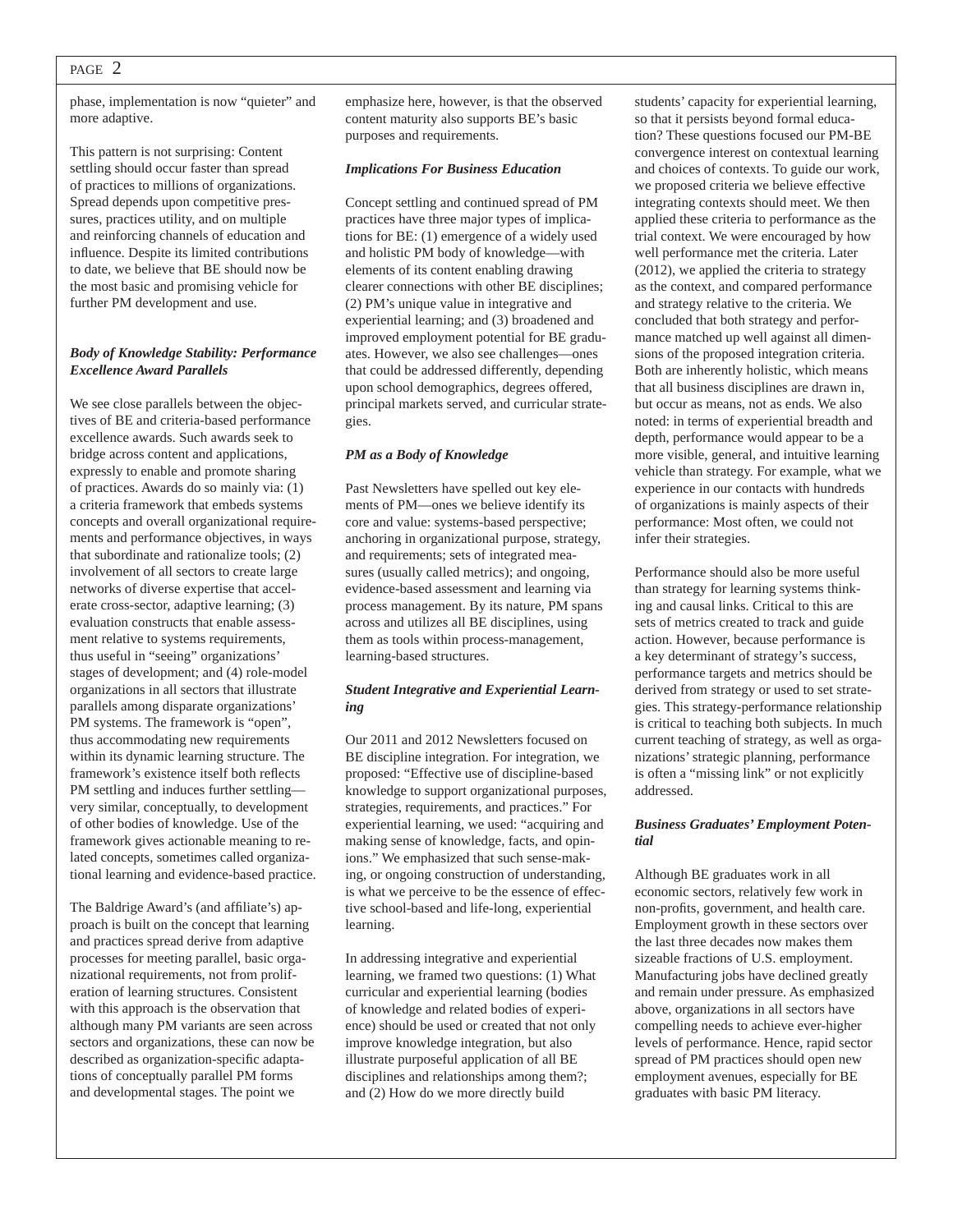phase, implementation is now "quieter" and more adaptive.

This pattern is not surprising: Content settling should occur faster than spread of practices to millions of organizations. Spread depends upon competitive pressures, practices utility, and on multiple and reinforcing channels of education and influence. Despite its limited contributions to date, we believe that BE should now be the most basic and promising vehicle for further PM development and use.

### *Body of Knowledge Stability: Performance Excellence Award Parallels*

We see close parallels between the objectives of BE and criteria-based performance excellence awards. Such awards seek to bridge across content and applications, expressly to enable and promote sharing of practices. Awards do so mainly via: (1) a criteria framework that embeds systems concepts and overall organizational requirements and performance objectives, in ways that subordinate and rationalize tools; (2) involvement of all sectors to create large networks of diverse expertise that accelerate cross-sector, adaptive learning; (3) evaluation constructs that enable assessment relative to systems requirements, thus useful in "seeing" organizations' stages of development; and (4) role-model organizations in all sectors that illustrate parallels among disparate organizations' PM systems. The framework is "open", thus accommodating new requirements within its dynamic learning structure. The framework's existence itself both reflects PM settling and induces further settling—very similar, conceptually, to development of other bodies of knowledge. Use of the framework gives actionable meaning to related concepts, sometimes called organizational learning and evidence-based practice.

The Baldrige Award's (and affiliate's) approach is built on the concept that learning and practices spread derive from adaptive processes for meeting parallel, basic organizational requirements, not from proliferation of learning structures. Consistent with this approach is the observation that although many PM variants are seen across sectors and organizations, these can now be described as organization-specific adaptations of conceptually parallel PM forms and developmental stages. The point we emphasize here, however, is that the observed content maturity also supports BE's basic purposes and requirements.

### *Implications For Business Education*

Concept settling and continued spread of PM practices have three major types of implications for BE: (1) emergence of a widely used and holistic PM body of knowledge—with elements of its content enabling drawing clearer connections with other BE disciplines; (2) PM's unique value in integrative and experiential learning; and (3) broadened and improved employment potential for BE graduates. However, we also see challenges—ones that could be addressed differently, depending upon school demographics, degrees offered, principal markets served, and curricular strategies.

### *PM as a Body of Knowledge*

Past Newsletters have spelled out key elements of PM—ones we believe identify its core and value: systems-based perspective; anchoring in organizational purpose, strategy, and requirements; sets of integrated measures (usually called metrics); and ongoing, evidence-based assessment and learning via process management. By its nature, PM spans across and utilizes all BE disciplines, using them as tools within process-management, learning-based structures.

### *Student Integrative and Experiential Learning*

Our 2011 and 2012 Newsletters focused on BE discipline integration. For integration, we proposed: "Effective use of discipline-based knowledge to support organizational purposes, strategies, requirements, and practices." For experiential learning, we used: "acquiring and making sense of knowledge, facts, and opinions." We emphasized that such sense-making, or ongoing construction of understanding, is what we perceive to be the essence of effective school-based and life-long, experiential learning.

In addressing integrative and experiential learning, we framed two questions: (1) What curricular and experiential learning (bodies of knowledge and related bodies of experience) should be used or created that not only improve knowledge integration, but also illustrate purposeful application of all BE disciplines and relationships among them?; and (2) How do we more directly build students' capacity for experiential learning, so that it persists beyond formal education? These questions focused our PM-BE convergence interest on contextual learning and choices of contexts. To guide our work, we proposed criteria we believe effective integrating contexts should meet. We then applied these criteria to performance as the trial context. We were encouraged by how well performance met the criteria. Later (2012), we applied the criteria to strategy as the context, and compared performance and strategy relative to the criteria. We concluded that both strategy and performance matched up well against all dimensions of the proposed integration criteria. Both are inherently holistic, which means that all business disciplines are drawn in, but occur as means, not as ends. We also noted: in terms of experiential breadth and depth, performance would appear to be a more visible, general, and intuitive learning vehicle than strategy. For example, what we experience in our contacts with hundreds of organizations is mainly aspects of their performance: Most often, we could not infer their strategies.

Performance should also be more useful than strategy for learning systems thinking and causal links. Critical to this are sets of metrics created to track and guide action. However, because performance is a key determinant of strategy's success, performance targets and metrics should be derived from strategy or used to set strategies. This strategy-performance relationship is critical to teaching both subjects. In much current teaching of strategy, as well as organizations' strategic planning, performance is often a "missing link" or not explicitly addressed.

### *Business Graduates' Employment Potential*

Although BE graduates work in all economic sectors, relatively few work in non-profits, government, and health care. Employment growth in these sectors over the last three decades now makes them sizeable fractions of U.S. employment. Manufacturing jobs have declined greatly and remain under pressure. As emphasized above, organizations in all sectors have compelling needs to achieve ever-higher levels of performance. Hence, rapid sector spread of PM practices should open new employment avenues, especially for BE graduates with basic PM literacy.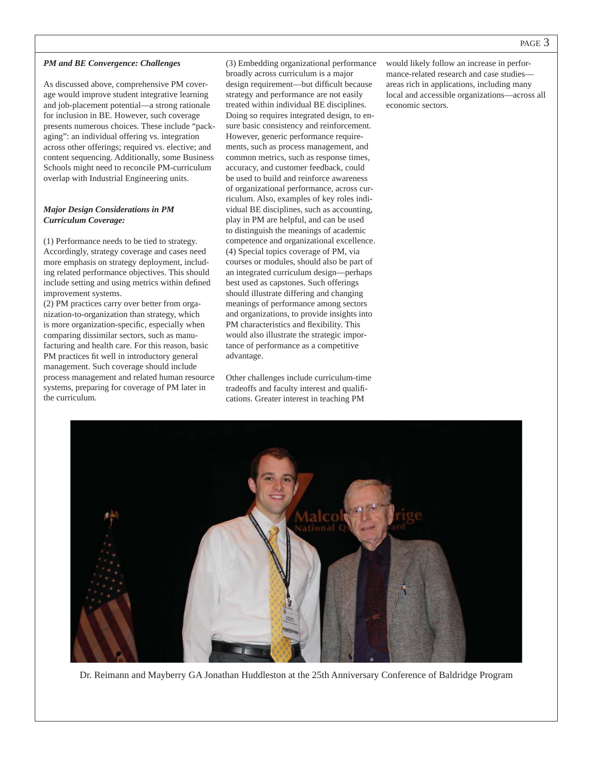***PM and BE Convergence: Challenges***

As discussed above, comprehensive PM coverage would improve student integrative learning and job-placement potential—a strong rationale for inclusion in BE. However, such coverage presents numerous choices. These include "packaging": an individual offering vs. integration across other offerings; required vs. elective; and content sequencing. Additionally, some Business Schools might need to reconcile PM-curriculum overlap with Industrial Engineering units.

***Major Design Considerations in PM Curriculum Coverage:***

(1) Performance needs to be tied to strategy. Accordingly, strategy coverage and cases need more emphasis on strategy deployment, including related performance objectives. This should include setting and using metrics within defined improvement systems.

(2) PM practices carry over better from organization-to-organization than strategy, which is more organization-specific, especially when comparing dissimilar sectors, such as manufacturing and health care. For this reason, basic PM practices fit well in introductory general management. Such coverage should include process management and related human resource systems, preparing for coverage of PM later in the curriculum.

(3) Embedding organizational performance broadly across curriculum is a major design requirement—but difficult because strategy and performance are not easily treated within individual BE disciplines. Doing so requires integrated design, to ensure basic consistency and reinforcement. However, generic performance requirements, such as process management, and common metrics, such as response times, accuracy, and customer feedback, could be used to build and reinforce awareness of organizational performance, across curriculum. Also, examples of key roles individual BE disciplines, such as accounting, play in PM are helpful, and can be used to distinguish the meanings of academic competence and organizational excellence.

(4) Special topics coverage of PM, via courses or modules, should also be part of an integrated curriculum design—perhaps best used as capstones. Such offerings should illustrate differing and changing meanings of performance among sectors and organizations, to provide insights into PM characteristics and flexibility. This would also illustrate the strategic importance of performance as a competitive advantage.

Other challenges include curriculum-time tradeoffs and faculty interest and qualifications. Greater interest in teaching PM would likely follow an increase in performance-related research and case studies—areas rich in applications, including many local and accessible organizations—across all economic sectors.

Dr. Reimann and Mayberry GA Jonathan Huddleston at the 25th Anniversary Conference of Baldridge Program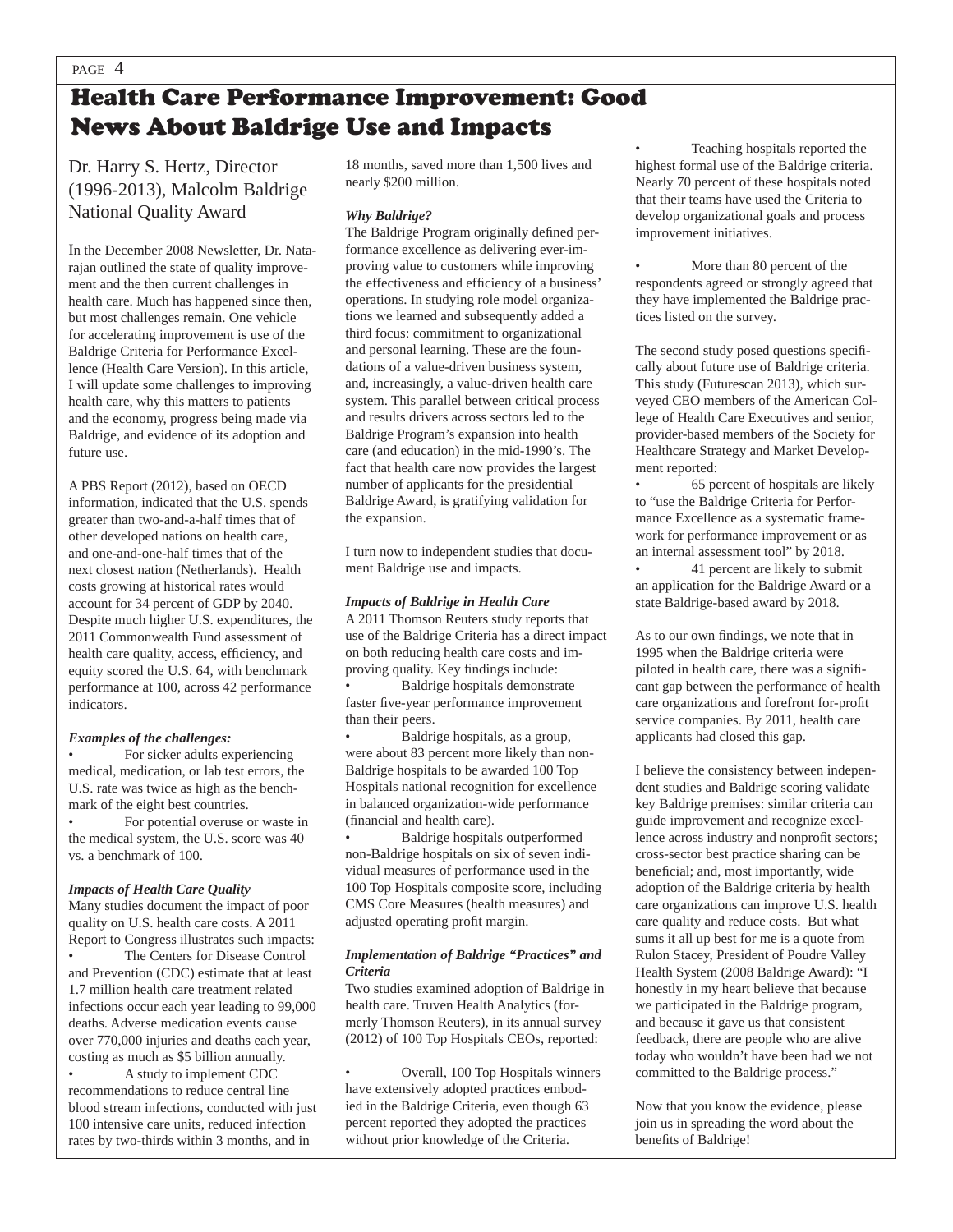# Health Care Performance Improvement: Good News About Baldrige Use and Impacts

Dr. Harry S. Hertz, Director (1996-2013), Malcolm Baldrige National Quality Award

In the December 2008 Newsletter, Dr. Natarajan outlined the state of quality improvement and the then current challenges in health care. Much has happened since then, but most challenges remain. One vehicle for accelerating improvement is use of the Baldrige Criteria for Performance Excellence (Health Care Version). In this article, I will update some challenges to improving health care, why this matters to patients and the economy, progress being made via Baldrige, and evidence of its adoption and future use.

A PBS Report (2012), based on OECD information, indicated that the U.S. spends greater than two-and-a-half times that of other developed nations on health care, and one-and-one-half times that of the next closest nation (Netherlands). Health costs growing at historical rates would account for 34 percent of GDP by 2040. Despite much higher U.S. expenditures, the 2011 Commonwealth Fund assessment of health care quality, access, efficiency, and equity scored the U.S. 64, with benchmark performance at 100, across 42 performance indicators.

***Examples of the challenges:***

- For sicker adults experiencing medical, medication, or lab test errors, the U.S. rate was twice as high as the benchmark of the eight best countries.
- For potential overuse or waste in the medical system, the U.S. score was 40 vs. a benchmark of 100.

***Impacts of Health Care Quality***

Many studies document the impact of poor quality on U.S. health care costs. A 2011 Report to Congress illustrates such impacts:

- The Centers for Disease Control and Prevention (CDC) estimate that at least 1.7 million health care treatment related infections occur each year leading to 99,000 deaths. Adverse medication events cause over 770,000 injuries and deaths each year, costing as much as $5 billion annually.
- A study to implement CDC recommendations to reduce central line blood stream infections, conducted with just 100 intensive care units, reduced infection rates by two-thirds within 3 months, and in 18 months, saved more than 1,500 lives and nearly $200 million.

***Why Baldrige?***

The Baldrige Program originally defined performance excellence as delivering ever-improving value to customers while improving the effectiveness and efficiency of a business' operations. In studying role model organizations we learned and subsequently added a third focus: commitment to organizational and personal learning. These are the foundations of a value-driven business system, and, increasingly, a value-driven health care system. This parallel between critical process and results drivers across sectors led to the Baldrige Program's expansion into health care (and education) in the mid-1990's. The fact that health care now provides the largest number of applicants for the presidential Baldrige Award, is gratifying validation for the expansion.

I turn now to independent studies that document Baldrige use and impacts.

***Impacts of Baldrige in Health Care***

A 2011 Thomson Reuters study reports that use of the Baldrige Criteria has a direct impact on both reducing health care costs and improving quality. Key findings include:

- Baldrige hospitals demonstrate faster five-year performance improvement than their peers.
- Baldrige hospitals, as a group, were about 83 percent more likely than non-Baldrige hospitals to be awarded 100 Top Hospitals national recognition for excellence in balanced organization-wide performance (financial and health care).
- Baldrige hospitals outperformed non-Baldrige hospitals on six of seven individual measures of performance used in the 100 Top Hospitals composite score, including CMS Core Measures (health measures) and adjusted operating profit margin.

***Implementation of Baldrige "Practices" and Criteria***

Two studies examined adoption of Baldrige in health care. Truven Health Analytics (formerly Thomson Reuters), in its annual survey (2012) of 100 Top Hospitals CEOs, reported:

- Overall, 100 Top Hospitals winners have extensively adopted practices embodied in the Baldrige Criteria, even though 63 percent reported they adopted the practices without prior knowledge of the Criteria.
- Teaching hospitals reported the highest formal use of the Baldrige criteria. Nearly 70 percent of these hospitals noted that their teams have used the Criteria to develop organizational goals and process improvement initiatives.
- More than 80 percent of the respondents agreed or strongly agreed that they have implemented the Baldrige practices listed on the survey.

The second study posed questions specifically about future use of Baldrige criteria. This study (Futurescan 2013), which surveyed CEO members of the American College of Health Care Executives and senior, provider-based members of the Society for Healthcare Strategy and Market Development reported:

- 65 percent of hospitals are likely to "use the Baldrige Criteria for Performance Excellence as a systematic framework for performance improvement or as an internal assessment tool" by 2018.
- 41 percent are likely to submit an application for the Baldrige Award or a state Baldrige-based award by 2018.

As to our own findings, we note that in 1995 when the Baldrige criteria were piloted in health care, there was a significant gap between the performance of health care organizations and forefront for-profit service companies. By 2011, health care applicants had closed this gap.

I believe the consistency between independent studies and Baldrige scoring validate key Baldrige premises: similar criteria can guide improvement and recognize excellence across industry and nonprofit sectors; cross-sector best practice sharing can be beneficial; and, most importantly, wide adoption of the Baldrige criteria by health care organizations can improve U.S. health care quality and reduce costs. But what sums it all up best for me is a quote from Rulon Stacey, President of Poudre Valley Health System (2008 Baldrige Award): "I honestly in my heart believe that because we participated in the Baldrige program, and because it gave us that consistent feedback, there are people who are alive today who wouldn't have been had we not committed to the Baldrige process."

Now that you know the evidence, please join us in spreading the word about the benefits of Baldrige!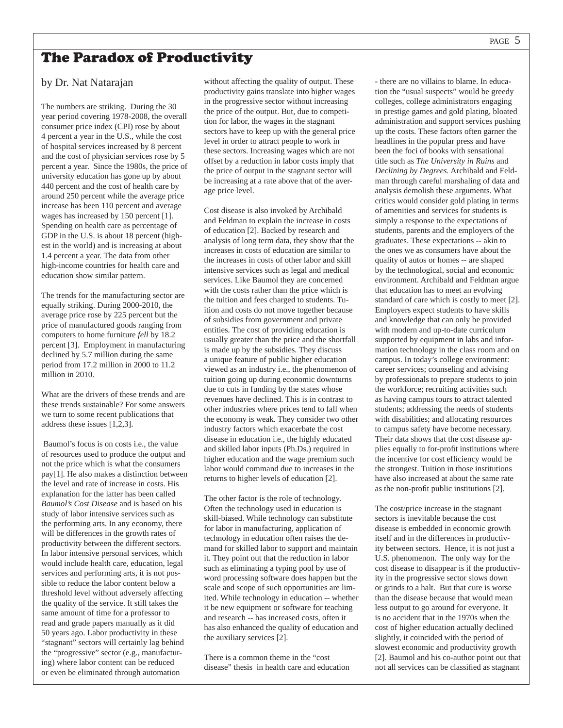# The Paradox of Productivity

by Dr. Nat Natarajan

The numbers are striking. During the 30 year period covering 1978-2008, the overall consumer price index (CPI) rose by about 4 percent a year in the U.S., while the cost of hospital services increased by 8 percent and the cost of physician services rose by 5 percent a year. Since the 1980s, the price of university education has gone up by about 440 percent and the cost of health care by around 250 percent while the average price increase has been 110 percent and average wages has increased by 150 percent [1]. Spending on health care as percentage of GDP in the U.S. is about 18 percent (highest in the world) and is increasing at about 1.4 percent a year. The data from other high-income countries for health care and education show similar pattern.

The trends for the manufacturing sector are equally striking. During 2000-2010, the average price rose by 225 percent but the price of manufactured goods ranging from computers to home furniture *fell* by 18.2 percent [3]. Employment in manufacturing declined by 5.7 million during the same period from 17.2 million in 2000 to 11.2 million in 2010.

What are the drivers of these trends and are these trends sustainable? For some answers we turn to some recent publications that address these issues [1,2,3].

Baumol's focus is on costs i.e., the value of resources used to produce the output and not the price which is what the consumers pay[1]. He also makes a distinction between the level and rate of increase in costs. His explanation for the latter has been called *Baumol's Cost Disease* and is based on his study of labor intensive services such as the performing arts. In any economy, there will be differences in the growth rates of productivity between the different sectors. In labor intensive personal services, which would include health care, education, legal services and performing arts, it is not possible to reduce the labor content below a threshold level without adversely affecting the quality of the service. It still takes the same amount of time for a professor to read and grade papers manually as it did 50 years ago. Labor productivity in these "stagnant" sectors will certainly lag behind the "progressive" sector (e.g., manufacturing) where labor content can be reduced or even be eliminated through automation without affecting the quality of output. These productivity gains translate into higher wages in the progressive sector without increasing the price of the output. But, due to competition for labor, the wages in the stagnant sectors have to keep up with the general price level in order to attract people to work in these sectors. Increasing wages which are not offset by a reduction in labor costs imply that the price of output in the stagnant sector will be increasing at a rate above that of the average price level.

Cost disease is also invoked by Archibald and Feldman to explain the increase in costs of education [2]. Backed by research and analysis of long term data, they show that the increases in costs of education are similar to the increases in costs of other labor and skill intensive services such as legal and medical services. Like Baumol they are concerned with the costs rather than the price which is the tuition and fees charged to students. Tuition and costs do not move together because of subsidies from government and private entities. The cost of providing education is usually greater than the price and the shortfall is made up by the subsidies. They discuss a unique feature of public higher education viewed as an industry i.e., the phenomenon of tuition going up during economic downturns due to cuts in funding by the states whose revenues have declined. This is in contrast to other industries where prices tend to fall when the economy is weak. They consider two other industry factors which exacerbate the cost disease in education i.e., the highly educated and skilled labor inputs (Ph.Ds.) required in higher education and the wage premium such labor would command due to increases in the returns to higher levels of education [2].

The other factor is the role of technology. Often the technology used in education is skill-biased. While technology can substitute for labor in manufacturing, application of technology in education often raises the demand for skilled labor to support and maintain it. They point out that the reduction in labor such as eliminating a typing pool by use of word processing software does happen but the scale and scope of such opportunities are limited. While technology in education -- whether it be new equipment or software for teaching and research -- has increased costs, often it has also enhanced the quality of education and the auxiliary services [2].

There is a common theme in the "cost disease" thesis in health care and education - there are no villains to blame. In education the "usual suspects" would be greedy colleges, college administrators engaging in prestige games and gold plating, bloated administration and support services pushing up the costs. These factors often garner the headlines in the popular press and have been the foci of books with sensational title such as *The University in Ruins* and *Declining by Degrees.* Archibald and Feldman through careful marshaling of data and analysis demolish these arguments. What critics would consider gold plating in terms of amenities and services for students is simply a response to the expectations of students, parents and the employers of the graduates. These expectations -- akin to the ones we as consumers have about the quality of autos or homes -- are shaped by the technological, social and economic environment. Archibald and Feldman argue that education has to meet an evolving standard of care which is costly to meet [2]. Employers expect students to have skills and knowledge that can only be provided with modern and up-to-date curriculum supported by equipment in labs and information technology in the class room and on campus. In today's college environment: career services; counseling and advising by professionals to prepare students to join the workforce; recruiting activities such as having campus tours to attract talented students; addressing the needs of students with disabilities; and allocating resources to campus safety have become necessary. Their data shows that the cost disease applies equally to for-profit institutions where the incentive for cost efficiency would be the strongest. Tuition in those institutions have also increased at about the same rate as the non-profit public institutions [2].

The cost/price increase in the stagnant sectors is inevitable because the cost disease is embedded in economic growth itself and in the differences in productivity between sectors. Hence, it is not just a U.S. phenomenon. The only way for the cost disease to disappear is if the productivity in the progressive sector slows down or grinds to a halt. But that cure is worse than the disease because that would mean less output to go around for everyone. It is no accident that in the 1970s when the cost of higher education actually declined slightly, it coincided with the period of slowest economic and productivity growth [2]. Baumol and his co-author point out that not all services can be classified as stagnant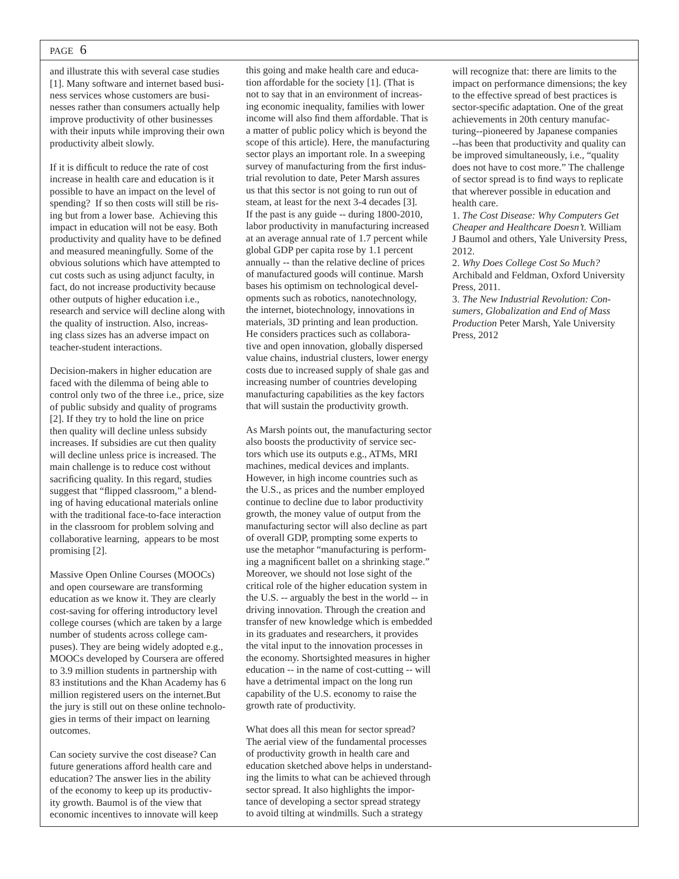and illustrate this with several case studies [1]. Many software and internet based business services whose customers are businesses rather than consumers actually help improve productivity of other businesses with their inputs while improving their own productivity albeit slowly.

If it is difficult to reduce the rate of cost increase in health care and education is it possible to have an impact on the level of spending? If so then costs will still be rising but from a lower base. Achieving this impact in education will not be easy. Both productivity and quality have to be defined and measured meaningfully. Some of the obvious solutions which have attempted to cut costs such as using adjunct faculty, in fact, do not increase productivity because other outputs of higher education i.e., research and service will decline along with the quality of instruction. Also, increasing class sizes has an adverse impact on teacher-student interactions.

Decision-makers in higher education are faced with the dilemma of being able to control only two of the three i.e., price, size of public subsidy and quality of programs [2]. If they try to hold the line on price then quality will decline unless subsidy increases. If subsidies are cut then quality will decline unless price is increased. The main challenge is to reduce cost without sacrificing quality. In this regard, studies suggest that "flipped classroom," a blending of having educational materials online with the traditional face-to-face interaction in the classroom for problem solving and collaborative learning, appears to be most promising [2].

Massive Open Online Courses (MOOCs) and open courseware are transforming education as we know it. They are clearly cost-saving for offering introductory level college courses (which are taken by a large number of students across college campuses). They are being widely adopted e.g., MOOCs developed by Coursera are offered to 3.9 million students in partnership with 83 institutions and the Khan Academy has 6 million registered users on the internet.But the jury is still out on these online technologies in terms of their impact on learning outcomes.

Can society survive the cost disease? Can future generations afford health care and education? The answer lies in the ability of the economy to keep up its productivity growth. Baumol is of the view that economic incentives to innovate will keep this going and make health care and education affordable for the society [1]. (That is not to say that in an environment of increasing economic inequality, families with lower income will also find them affordable. That is a matter of public policy which is beyond the scope of this article). Here, the manufacturing sector plays an important role. In a sweeping survey of manufacturing from the first industrial revolution to date, Peter Marsh assures us that this sector is not going to run out of steam, at least for the next 3-4 decades [3]. If the past is any guide -- during 1800-2010, labor productivity in manufacturing increased at an average annual rate of 1.7 percent while global GDP per capita rose by 1.1 percent annually -- than the relative decline of prices of manufactured goods will continue. Marsh bases his optimism on technological developments such as robotics, nanotechnology, the internet, biotechnology, innovations in materials, 3D printing and lean production. He considers practices such as collaborative and open innovation, globally dispersed value chains, industrial clusters, lower energy costs due to increased supply of shale gas and increasing number of countries developing manufacturing capabilities as the key factors that will sustain the productivity growth.

As Marsh points out, the manufacturing sector also boosts the productivity of service sectors which use its outputs e.g., ATMs, MRI machines, medical devices and implants. However, in high income countries such as the U.S., as prices and the number employed continue to decline due to labor productivity growth, the money value of output from the manufacturing sector will also decline as part of overall GDP, prompting some experts to use the metaphor "manufacturing is performing a magnificent ballet on a shrinking stage." Moreover, we should not lose sight of the critical role of the higher education system in the U.S. -- arguably the best in the world -- in driving innovation. Through the creation and transfer of new knowledge which is embedded in its graduates and researchers, it provides the vital input to the innovation processes in the economy. Shortsighted measures in higher education -- in the name of cost-cutting -- will have a detrimental impact on the long run capability of the U.S. economy to raise the growth rate of productivity.

What does all this mean for sector spread? The aerial view of the fundamental processes of productivity growth in health care and education sketched above helps in understanding the limits to what can be achieved through sector spread. It also highlights the importance of developing a sector spread strategy to avoid tilting at windmills. Such a strategy will recognize that: there are limits to the impact on performance dimensions; the key to the effective spread of best practices is sector-specific adaptation. One of the great achievements in 20th century manufacturing--pioneered by Japanese companies --has been that productivity and quality can be improved simultaneously, i.e., "quality does not have to cost more." The challenge of sector spread is to find ways to replicate that wherever possible in education and health care.

1. *The Cost Disease: Why Computers Get Cheaper and Healthcare Doesn't.* William J Baumol and others, Yale University Press, 2012.
2. *Why Does College Cost So Much?* Archibald and Feldman, Oxford University Press, 2011.
3. *The New Industrial Revolution: Consumers, Globalization and End of Mass Production* Peter Marsh, Yale University Press, 2012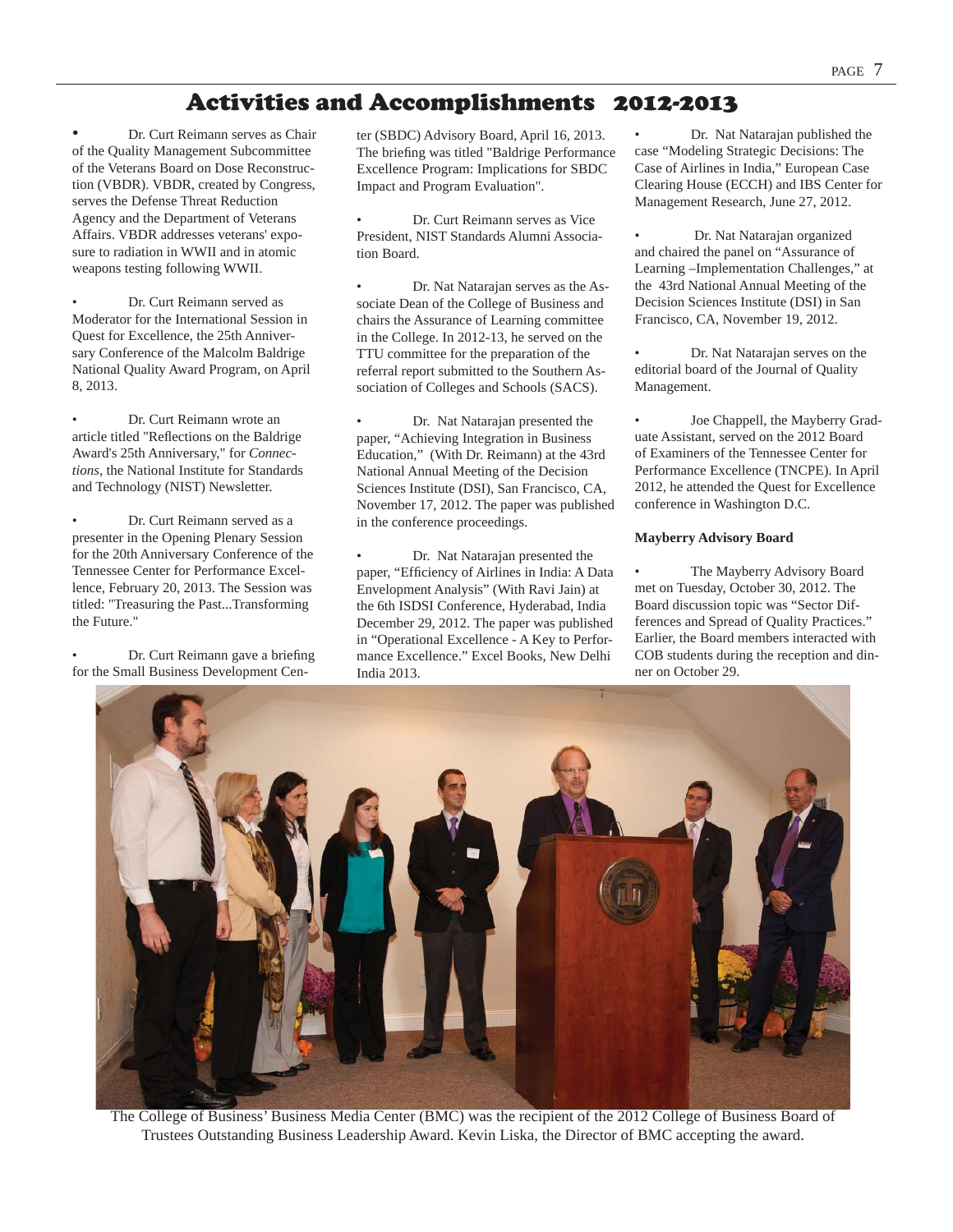# Activities and Accomplishments 2012-2013

- Dr. Curt Reimann serves as Chair of the Quality Management Subcommittee of the Veterans Board on Dose Reconstruction (VBDR). VBDR, created by Congress, serves the Defense Threat Reduction Agency and the Department of Veterans Affairs. VBDR addresses veterans' exposure to radiation in WWII and in atomic weapons testing following WWII.

- Dr. Curt Reimann served as Moderator for the International Session in Quest for Excellence, the 25th Anniversary Conference of the Malcolm Baldrige National Quality Award Program, on April 8, 2013.

- Dr. Curt Reimann wrote an article titled "Reflections on the Baldrige Award's 25th Anniversary," for *Connections*, the National Institute for Standards and Technology (NIST) Newsletter.

- Dr. Curt Reimann served as a presenter in the Opening Plenary Session for the 20th Anniversary Conference of the Tennessee Center for Performance Excellence, February 20, 2013. The Session was titled: "Treasuring the Past...Transforming the Future."

- Dr. Curt Reimann gave a briefing for the Small Business Development Center (SBDC) Advisory Board, April 16, 2013. The briefing was titled "Baldrige Performance Excellence Program: Implications for SBDC Impact and Program Evaluation".

- Dr. Curt Reimann serves as Vice President, NIST Standards Alumni Association Board.

- Dr. Nat Natarajan serves as the Associate Dean of the College of Business and chairs the Assurance of Learning committee in the College. In 2012-13, he served on the TTU committee for the preparation of the referral report submitted to the Southern Association of Colleges and Schools (SACS).

- Dr. Nat Natarajan presented the paper, "Achieving Integration in Business Education," (With Dr. Reimann) at the 43rd National Annual Meeting of the Decision Sciences Institute (DSI), San Francisco, CA, November 17, 2012. The paper was published in the conference proceedings.

- Dr. Nat Natarajan presented the paper, "Efficiency of Airlines in India: A Data Envelopment Analysis" (With Ravi Jain) at the 6th ISDSI Conference, Hyderabad, India December 29, 2012. The paper was published in "Operational Excellence - A Key to Performance Excellence." Excel Books, New Delhi India 2013.

- Dr. Nat Natarajan published the case "Modeling Strategic Decisions: The Case of Airlines in India," European Case Clearing House (ECCH) and IBS Center for Management Research, June 27, 2012.

- Dr. Nat Natarajan organized and chaired the panel on "Assurance of Learning –Implementation Challenges," at the 43rd National Annual Meeting of the Decision Sciences Institute (DSI) in San Francisco, CA, November 19, 2012.

- Dr. Nat Natarajan serves on the editorial board of the Journal of Quality Management.

- Joe Chappell, the Mayberry Graduate Assistant, served on the 2012 Board of Examiners of the Tennessee Center for Performance Excellence (TNCPE). In April 2012, he attended the Quest for Excellence conference in Washington D.C.

**Mayberry Advisory Board**

- The Mayberry Advisory Board met on Tuesday, October 30, 2012. The Board discussion topic was "Sector Differences and Spread of Quality Practices." Earlier, the Board members interacted with COB students during the reception and dinner on October 29.

The College of Business' Business Media Center (BMC) was the recipient of the 2012 College of Business Board of Trustees Outstanding Business Leadership Award. Kevin Liska, the Director of BMC accepting the award.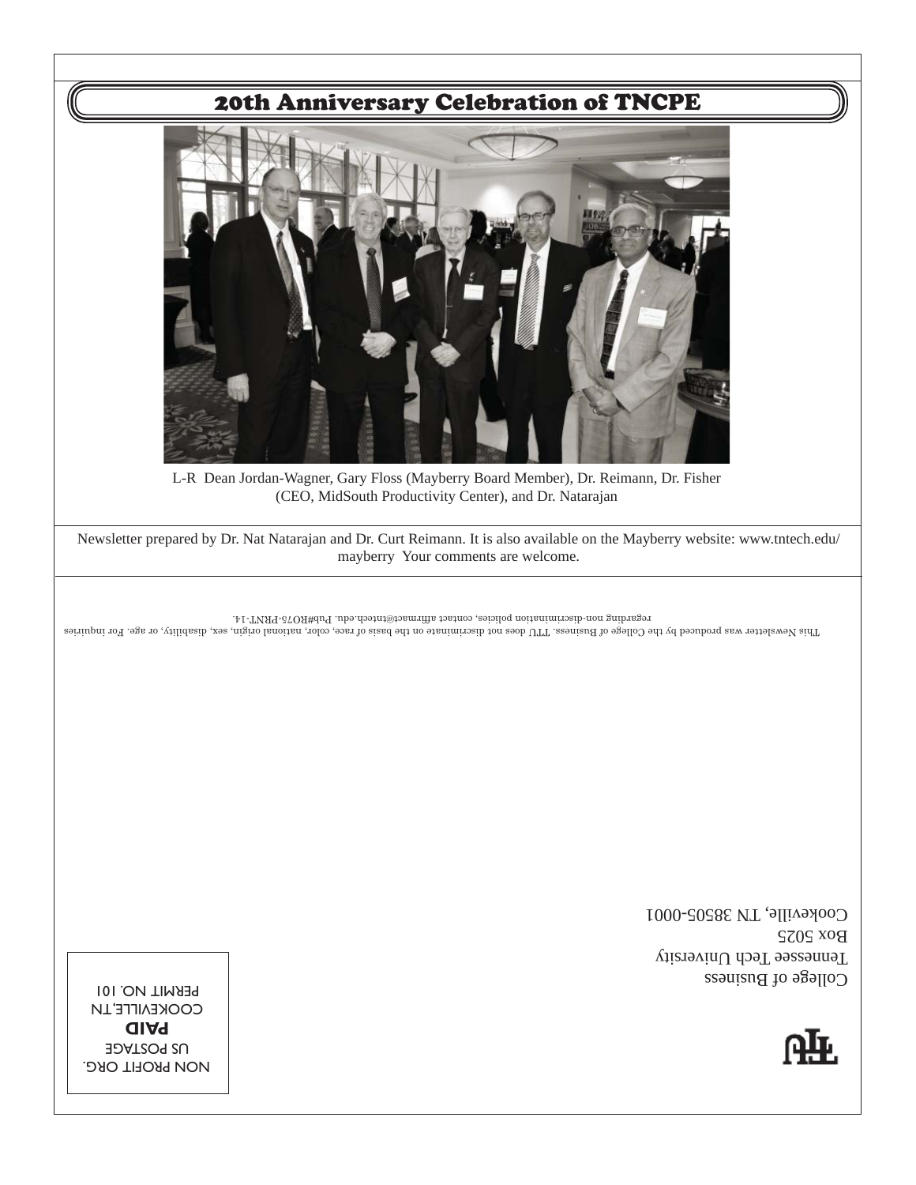## 20th Anniversary Celebration of TNCPE

L-R Dean Jordan-Wagner, Gary Floss (Mayberry Board Member), Dr. Reimann, Dr. Fisher (CEO, MidSouth Productivity Center), and Dr. Natarajan

Newsletter prepared by Dr. Nat Natarajan and Dr. Curt Reimann. It is also available on the Mayberry website: www.tntech.edu/mayberry Your comments are welcome.

This Newsletter was produced by the College of Business. TTU does not discriminate on the basis of race, color, national origin, sex, disability, or age. For inquiries regarding non-discrimination policies, contact affirmact@tntech.edu. Pub#RO75-PRNT-14.

College of Business
Tennessee Tech University
Box 5025
Cookeville, TN 38505-0001

NON PROFIT ORG.
US POSTAGE
**PAID**
COOKEVILLE, TN
PERMIT NO. 101